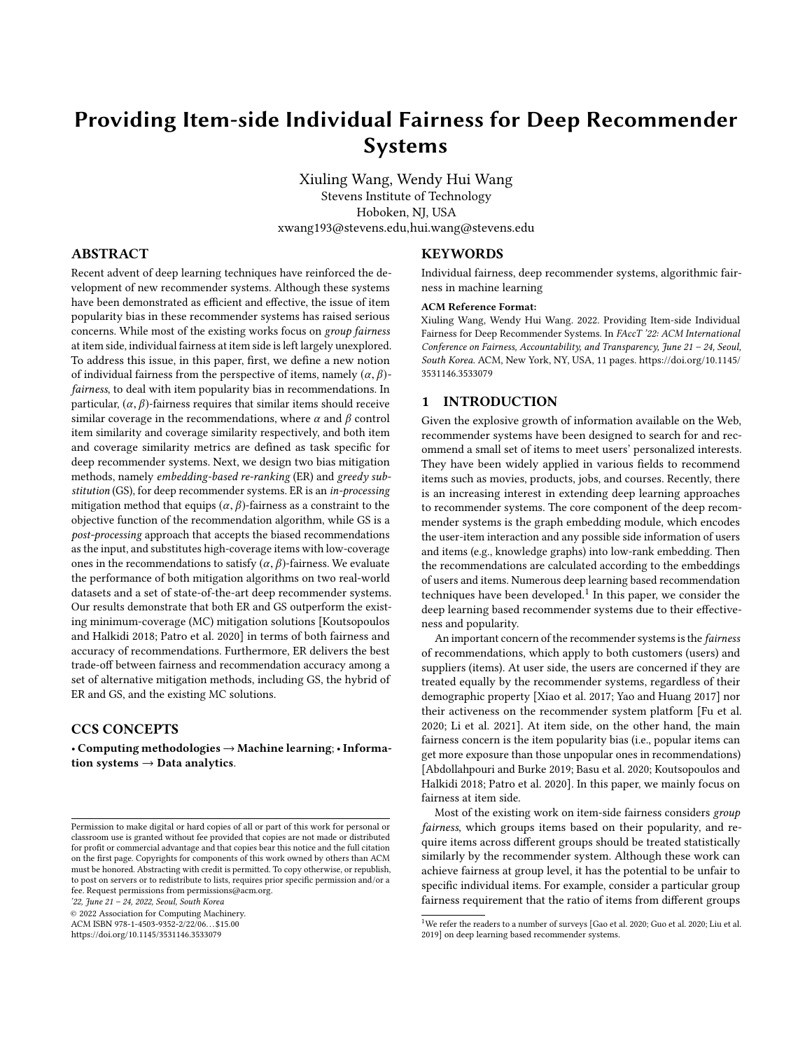# Providing Item-side Individual Fairness for Deep Recommender Systems

Xiuling Wang, Wendy Hui Wang
Stevens Institute of Technology
Hoboken, NJ, USA
xwang193@stevens.edu,hui.wang@stevens.edu

## ABSTRACT

Recent advent of deep learning techniques have reinforced the development of new recommender systems. Although these systems have been demonstrated as efficient and effective, the issue of item popularity bias in these recommender systems has raised serious concerns. While most of the existing works focus on *group fairness* at item side, individual fairness at item side is left largely unexplored. To address this issue, in this paper, first, we define a new notion of individual fairness from the perspective of items, namely $(\alpha, \beta)$-*fairness*, to deal with item popularity bias in recommendations. In particular, $(\alpha, \beta)$-fairness requires that similar items should receive similar coverage in the recommendations, where $\alpha$ and $\beta$ control item similarity and coverage similarity respectively, and both item and coverage similarity metrics are defined as task specific for deep recommender systems. Next, we design two bias mitigation methods, namely *embedding-based re-ranking* (ER) and *greedy substitution* (GS), for deep recommender systems. ER is an *in-processing* mitigation method that equips $(\alpha, \beta)$-fairness as a constraint to the objective function of the recommendation algorithm, while GS is a *post-processing* approach that accepts the biased recommendations as the input, and substitutes high-coverage items with low-coverage ones in the recommendations to satisfy $(\alpha, \beta)$-fairness. We evaluate the performance of both mitigation algorithms on two real-world datasets and a set of state-of-the-art deep recommender systems. Our results demonstrate that both ER and GS outperform the existing minimum-coverage (MC) mitigation solutions [Koutsopoulos and Halkidi 2018; Patro et al. 2020] in terms of both fairness and accuracy of recommendations. Furthermore, ER delivers the best trade-off between fairness and recommendation accuracy among a set of alternative mitigation methods, including GS, the hybrid of ER and GS, and the existing MC solutions.

## CCS CONCEPTS

• **Computing methodologies → Machine learning**; • **Information systems → Data analytics**.

## KEYWORDS

Individual fairness, deep recommender systems, algorithmic fairness in machine learning

**ACM Reference Format:**

Xiuling Wang, Wendy Hui Wang. 2022. Providing Item-side Individual Fairness for Deep Recommender Systems. In *FAccT '22: ACM International Conference on Fairness, Accountability, and Transparency, June 21 – 24, Seoul, South Korea.* ACM, New York, NY, USA, 11 pages. https://doi.org/10.1145/3531146.3533079

Permission to make digital or hard copies of all or part of this work for personal or classroom use is granted without fee provided that copies are not made or distributed for profit or commercial advantage and that copies bear this notice and the full citation on the first page. Copyrights for components of this work owned by others than ACM must be honored. Abstracting with credit is permitted. To copy otherwise, or republish, to post on servers or to redistribute to lists, requires prior specific permission and/or a fee. Request permissions from permissions@acm.org.
*'22, June 21 – 24, 2022, Seoul, South Korea*
© 2022 Association for Computing Machinery.
ACM ISBN 978-1-4503-9352-2/22/06...$15.00
https://doi.org/10.1145/3531146.3533079

## 1 INTRODUCTION

Given the explosive growth of information available on the Web, recommender systems have been designed to search for and recommend a small set of items to meet users' personalized interests. They have been widely applied in various fields to recommend items such as movies, products, jobs, and courses. Recently, there is an increasing interest in extending deep learning approaches to recommender systems. The core component of the deep recommender systems is the graph embedding module, which encodes the user-item interaction and any possible side information of users and items (e.g., knowledge graphs) into low-rank embedding. Then the recommendations are calculated according to the embeddings of users and items. Numerous deep learning based recommendation techniques have been developed.[1] In this paper, we consider the deep learning based recommender systems due to their effectiveness and popularity.

An important concern of the recommender systems is the *fairness* of recommendations, which apply to both customers (users) and suppliers (items). At user side, the users are concerned if they are treated equally by the recommender systems, regardless of their demographic property [Xiao et al. 2017; Yao and Huang 2017] nor their activeness on the recommender system platform [Fu et al. 2020; Li et al. 2021]. At item side, on the other hand, the main fairness concern is the item popularity bias (i.e., popular items can get more exposure than those unpopular ones in recommendations) [Abdollahpouri and Burke 2019; Basu et al. 2020; Koutsopoulos and Halkidi 2018; Patro et al. 2020]. In this paper, we mainly focus on fairness at item side.

Most of the existing work on item-side fairness considers *group fairness*, which groups items based on their popularity, and require items across different groups should be treated statistically similarly by the recommender system. Although these work can achieve fairness at group level, it has the potential to be unfair to specific individual items. For example, consider a particular group fairness requirement that the ratio of items from different groups

[1] We refer the readers to a number of surveys [Gao et al. 2020; Guo et al. 2020; Liu et al. 2019] on deep learning based recommender systems.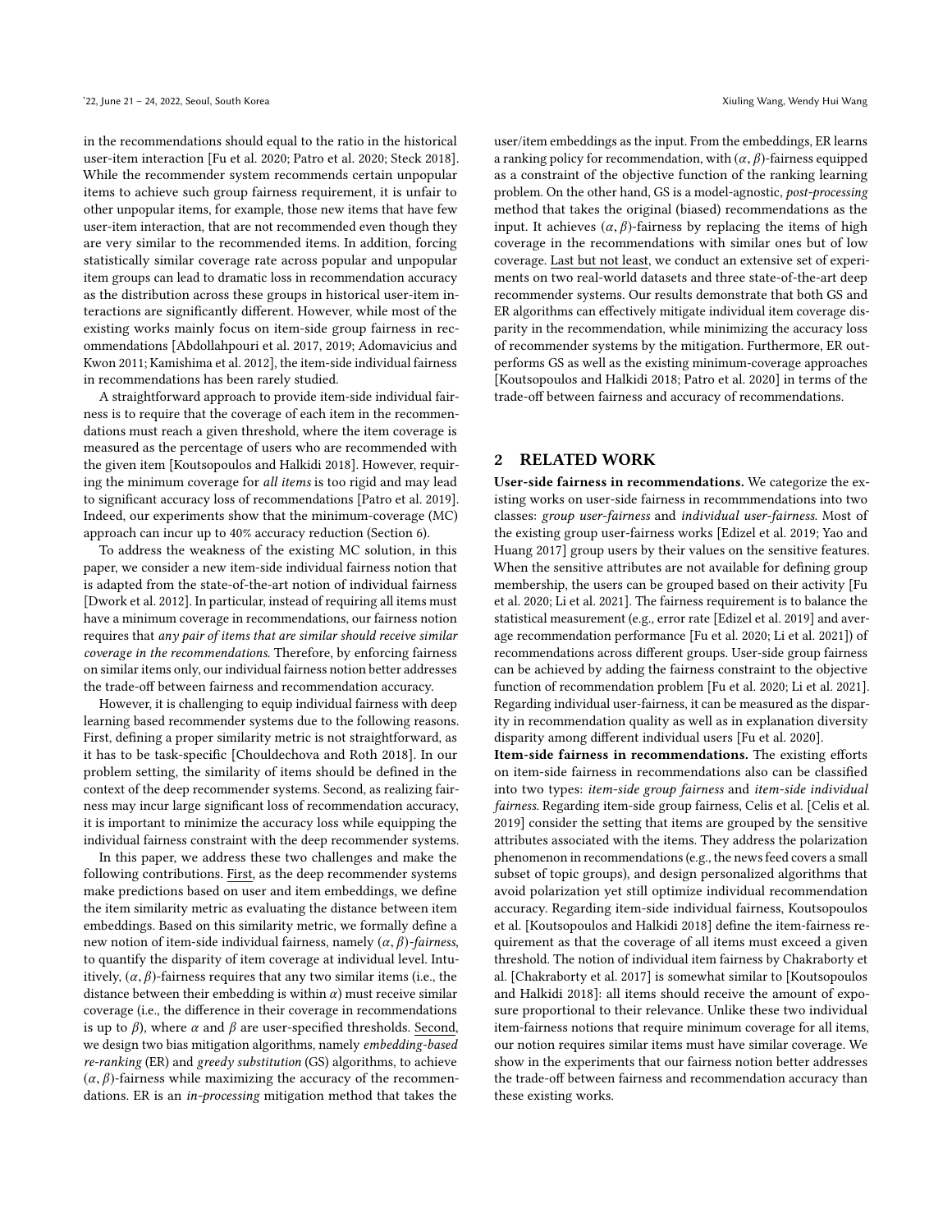in the recommendations should equal to the ratio in the historical user-item interaction [Fu et al. 2020; Patro et al. 2020; Steck 2018]. While the recommender system recommends certain unpopular items to achieve such group fairness requirement, it is unfair to other unpopular items, for example, those new items that have few user-item interaction, that are not recommended even though they are very similar to the recommended items. In addition, forcing statistically similar coverage rate across popular and unpopular item groups can lead to dramatic loss in recommendation accuracy as the distribution across these groups in historical user-item interactions are significantly different. However, while most of the existing works mainly focus on item-side group fairness in recommendations [Abdollahpouri et al. 2017, 2019; Adomavicius and Kwon 2011; Kamishima et al. 2012], the item-side individual fairness in recommendations has been rarely studied.

A straightforward approach to provide item-side individual fairness is to require that the coverage of each item in the recommendations must reach a given threshold, where the item coverage is measured as the percentage of users who are recommended with the given item [Koutsopoulos and Halkidi 2018]. However, requiring the minimum coverage for *all items* is too rigid and may lead to significant accuracy loss of recommendations [Patro et al. 2019]. Indeed, our experiments show that the minimum-coverage (MC) approach can incur up to 40% accuracy reduction (Section 6).

To address the weakness of the existing MC solution, in this paper, we consider a new item-side individual fairness notion that is adapted from the state-of-the-art notion of individual fairness [Dwork et al. 2012]. In particular, instead of requiring all items must have a minimum coverage in recommendations, our fairness notion requires that *any pair of items that are similar should receive similar coverage in the recommendations*. Therefore, by enforcing fairness on similar items only, our individual fairness notion better addresses the trade-off between fairness and recommendation accuracy.

However, it is challenging to equip individual fairness with deep learning based recommender systems due to the following reasons. First, defining a proper similarity metric is not straightforward, as it has to be task-specific [Chouldechova and Roth 2018]. In our problem setting, the similarity of items should be defined in the context of the deep recommender systems. Second, as realizing fairness may incur large significant loss of recommendation accuracy, it is important to minimize the accuracy loss while equipping the individual fairness constraint with the deep recommender systems.

In this paper, we address these two challenges and make the following contributions. First, as the deep recommender systems make predictions based on user and item embeddings, we define the item similarity metric as evaluating the distance between item embeddings. Based on this similarity metric, we formally define a new notion of item-side individual fairness, namely $(\alpha, \beta)$*-fairness*, to quantify the disparity of item coverage at individual level. Intuitively, $(\alpha, \beta)$-fairness requires that any two similar items (i.e., the distance between their embedding is within $\alpha$) must receive similar coverage (i.e., the difference in their coverage in recommendations is up to $\beta$), where $\alpha$ and $\beta$ are user-specified thresholds. Second, we design two bias mitigation algorithms, namely *embedding-based re-ranking* (ER) and *greedy substitution* (GS) algorithms, to achieve $(\alpha, \beta)$-fairness while maximizing the accuracy of the recommendations. ER is an *in-processing* mitigation method that takes the user/item embeddings as the input. From the embeddings, ER learns a ranking policy for recommendation, with $(\alpha, \beta)$-fairness equipped as a constraint of the objective function of the ranking learning problem. On the other hand, GS is a model-agnostic, *post-processing* method that takes the original (biased) recommendations as the input. It achieves $(\alpha, \beta)$-fairness by replacing the items of high coverage in the recommendations with similar ones but of low coverage. Last but not least, we conduct an extensive set of experiments on two real-world datasets and three state-of-the-art deep recommender systems. Our results demonstrate that both GS and ER algorithms can effectively mitigate individual item coverage disparity in the recommendation, while minimizing the accuracy loss of recommender systems by the mitigation. Furthermore, ER outperforms GS as well as the existing minimum-coverage approaches [Koutsopoulos and Halkidi 2018; Patro et al. 2020] in terms of the trade-off between fairness and accuracy of recommendations.

## 2 RELATED WORK

**User-side fairness in recommendations.** We categorize the existing works on user-side fairness in recommmendations into two classes: *group user-fairness* and *individual user-fairness*. Most of the existing group user-fairness works [Edizel et al. 2019; Yao and Huang 2017] group users by their values on the sensitive features. When the sensitive attributes are not available for defining group membership, the users can be grouped based on their activity [Fu et al. 2020; Li et al. 2021]. The fairness requirement is to balance the statistical measurement (e.g., error rate [Edizel et al. 2019] and average recommendation performance [Fu et al. 2020; Li et al. 2021]) of recommendations across different groups. User-side group fairness can be achieved by adding the fairness constraint to the objective function of recommendation problem [Fu et al. 2020; Li et al. 2021]. Regarding individual user-fairness, it can be measured as the disparity in recommendation quality as well as in explanation diversity disparity among different individual users [Fu et al. 2020].

**Item-side fairness in recommendations.** The existing efforts on item-side fairness in recommendations also can be classified into two types: *item-side group fairness* and *item-side individual fairness*. Regarding item-side group fairness, Celis et al. [Celis et al. 2019] consider the setting that items are grouped by the sensitive attributes associated with the items. They address the polarization phenomenon in recommendations (e.g., the news feed covers a small subset of topic groups), and design personalized algorithms that avoid polarization yet still optimize individual recommendation accuracy. Regarding item-side individual fairness, Koutsopoulos et al. [Koutsopoulos and Halkidi 2018] define the item-fairness requirement as that the coverage of all items must exceed a given threshold. The notion of individual item fairness by Chakraborty et al. [Chakraborty et al. 2017] is somewhat similar to [Koutsopoulos and Halkidi 2018]: all items should receive the amount of exposure proportional to their relevance. Unlike these two individual item-fairness notions that require minimum coverage for all items, our notion requires similar items must have similar coverage. We show in the experiments that our fairness notion better addresses the trade-off between fairness and recommendation accuracy than these existing works.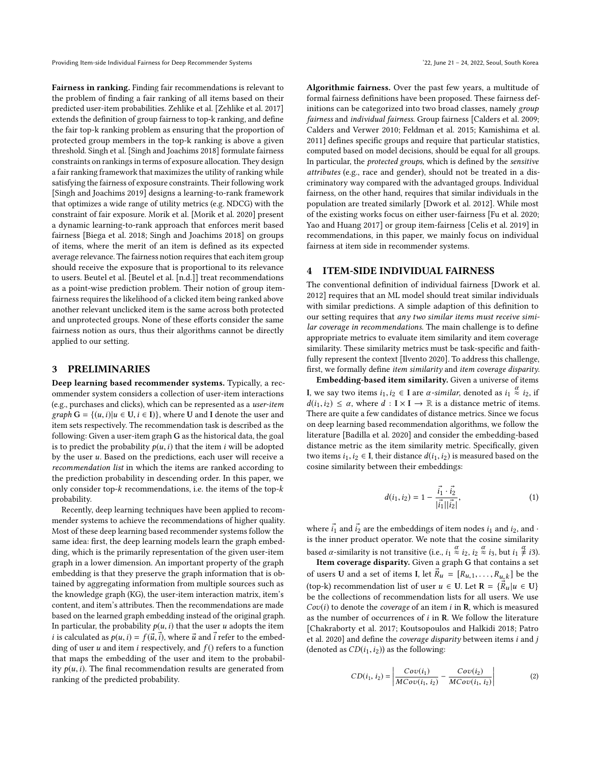**Fairness in ranking.** Finding fair recommendations is relevant to the problem of finding a fair ranking of all items based on their predicted user-item probabilities. Zehlike et al. [Zehlike et al. 2017] extends the definition of group fairness to top-k ranking, and define the fair top-k ranking problem as ensuring that the proportion of protected group members in the top-k ranking is above a given threshold. Singh et al. [Singh and Joachims 2018] formulate fairness constraints on rankings in terms of exposure allocation. They design a fair ranking framework that maximizes the utility of ranking while satisfying the fairness of exposure constraints. Their following work [Singh and Joachims 2019] designs a learning-to-rank framework that optimizes a wide range of utility metrics (e.g. NDCG) with the constraint of fair exposure. Morik et al. [Morik et al. 2020] present a dynamic learning-to-rank approach that enforces merit based fairness [Biega et al. 2018; Singh and Joachims 2018] on groups of items, where the merit of an item is defined as its expected average relevance. The fairness notion requires that each item group should receive the exposure that is proportional to its relevance to users. Beutel et al. [Beutel et al. [n.d.]] treat recommendations as a point-wise prediction problem. Their notion of group item-fairness requires the likelihood of a clicked item being ranked above another relevant unclicked item is the same across both protected and unprotected groups. None of these efforts consider the same fairness notion as ours, thus their algorithms cannot be directly applied to our setting.

## 3 PRELIMINARIES

**Deep learning based recommender systems.** Typically, a recommender system considers a collection of user-item interactions (e.g., purchases and clicks), which can be represented as a *user-item graph* $\mathbf{G} = \{(u, i) | u \in \mathbf{U}, i \in \mathbf{I}\}$, where $\mathbf{U}$ and $\mathbf{I}$ denote the user and item sets respectively. The recommendation task is described as the following: Given a user-item graph $\mathbf{G}$ as the historical data, the goal is to predict the probability $p(u, i)$ that the item $i$ will be adopted by the user $u$. Based on the predictions, each user will receive a *recommendation list* in which the items are ranked according to the prediction probability in descending order. In this paper, we only consider top-$k$ recommendations, i.e. the items of the top-$k$ probability.

Recently, deep learning techniques have been applied to recommender systems to achieve the recommendations of higher quality. Most of these deep learning based recommender systems follow the same idea: first, the deep learning models learn the graph embedding, which is the primarily representation of the given user-item graph in a lower dimension. An important property of the graph embedding is that they preserve the graph information that is obtained by aggregating information from multiple sources such as the knowledge graph (KG), the user-item interaction matrix, item's content, and item's attributes. Then the recommendations are made based on the learned graph embedding instead of the original graph. In particular, the probability $p(u, i)$ that the user $u$ adopts the item $i$ is calculated as $p(u, i) = f(\vec{u}, \vec{i})$, where $\vec{u}$ and $\vec{i}$ refer to the embedding of user $u$ and item $i$ respectively, and $f()$ refers to a function that maps the embedding of the user and item to the probability $p(u, i)$. The final recommendation results are generated from ranking of the predicted probability.

**Algorithmic fairness.** Over the past few years, a multitude of formal fairness definitions have been proposed. These fairness definitions can be categorized into two broad classes, namely *group fairness* and *individual fairness*. Group fairness [Calders et al. 2009; Calders and Verwer 2010; Feldman et al. 2015; Kamishima et al. 2011] defines specific groups and require that particular statistics, computed based on model decisions, should be equal for all groups. In particular, the *protected groups*, which is defined by the *sensitive attributes* (e.g., race and gender), should not be treated in a discriminatory way compared with the advantaged groups. Individual fairness, on the other hand, requires that similar individuals in the population are treated similarly [Dwork et al. 2012]. While most of the existing works focus on either user-fairness [Fu et al. 2020; Yao and Huang 2017] or group item-fairness [Celis et al. 2019] in recommendations, in this paper, we mainly focus on individual fairness at item side in recommender systems.

## 4 ITEM-SIDE INDIVIDUAL FAIRNESS

The conventional definition of individual fairness [Dwork et al. 2012] requires that an ML model should treat similar individuals with similar predictions. A simple adaption of this definition to our setting requires that *any two similar items must receive similar coverage in recommendations*. The main challenge is to define appropriate metrics to evaluate item similarity and item coverage similarity. These similarity metrics must be task-specific and faithfully represent the context [Ilvento 2020]. To address this challenge, first, we formally define *item similarity* and *item coverage disparity*.

**Embedding-based item similarity.** Given a universe of items $\mathbf{I}$, we say two items $i_1, i_2 \in \mathbf{I}$ are *$\alpha$-similar*, denoted as $i_1 \overset{\alpha}{\approx} i_2$, if $d(i_1, i_2) \leq \alpha$, where $d : \mathbf{I} \times \mathbf{I} \rightarrow \mathbb{R}$ is a distance metric of items. There are quite a few candidates of distance metrics. Since we focus on deep learning based recommendation algorithms, we follow the literature [Badilla et al. 2020] and consider the embedding-based distance metric as the item similarity metric. Specifically, given two items $i_1, i_2 \in \mathbf{I}$, their distance $d(i_1, i_2)$ is measured based on the cosine similarity between their embeddings:

$$d(i_1, i_2) = 1 - \frac{\vec{i_1} \cdot \vec{i_2}}{|\vec{i_1}||\vec{i_2}|}, \tag{1}$$

where $\vec{i_1}$ and $\vec{i_2}$ are the embeddings of item nodes $i_1$ and $i_2$, and $\cdot$ is the inner product operator. We note that the cosine similarity based $\alpha$-similarity is not transitive (i.e., $i_1 \overset{\alpha}{\approx} i_2$, $i_2 \overset{\alpha}{\approx} i_3$, but $i_1 \overset{\alpha}{\not\approx} i3$).

**Item coverage disparity.** Given a graph $\mathbf{G}$ that contains a set of users $\mathbf{U}$ and a set of items $\mathbf{I}$, let $\vec{R}_u = [R_{u,1}, \ldots, R_{u,k}]$ be the (top-k) recommendation list of user $u \in \mathbf{U}$. Let $\mathbf{R} = \{\vec{R}_u | u \in \mathbf{U}\}$ be the collections of recommendation lists for all users. We use $Cov(i)$ to denote the *coverage* of an item $i$ in $\mathbf{R}$, which is measured as the number of occurrences of $i$ in $\mathbf{R}$. We follow the literature [Chakraborty et al. 2017; Koutsopoulos and Halkidi 2018; Patro et al. 2020] and define the *coverage disparity* between items $i$ and $j$ (denoted as $CD(i_1, i_2)$) as the following:

$$CD(i_1, i_2) = \left| \frac{Cov(i_1)}{MCov(i_1, i_2)} - \frac{Cov(i_2)}{MCov(i_1, i_2)} \right| \tag{2}$$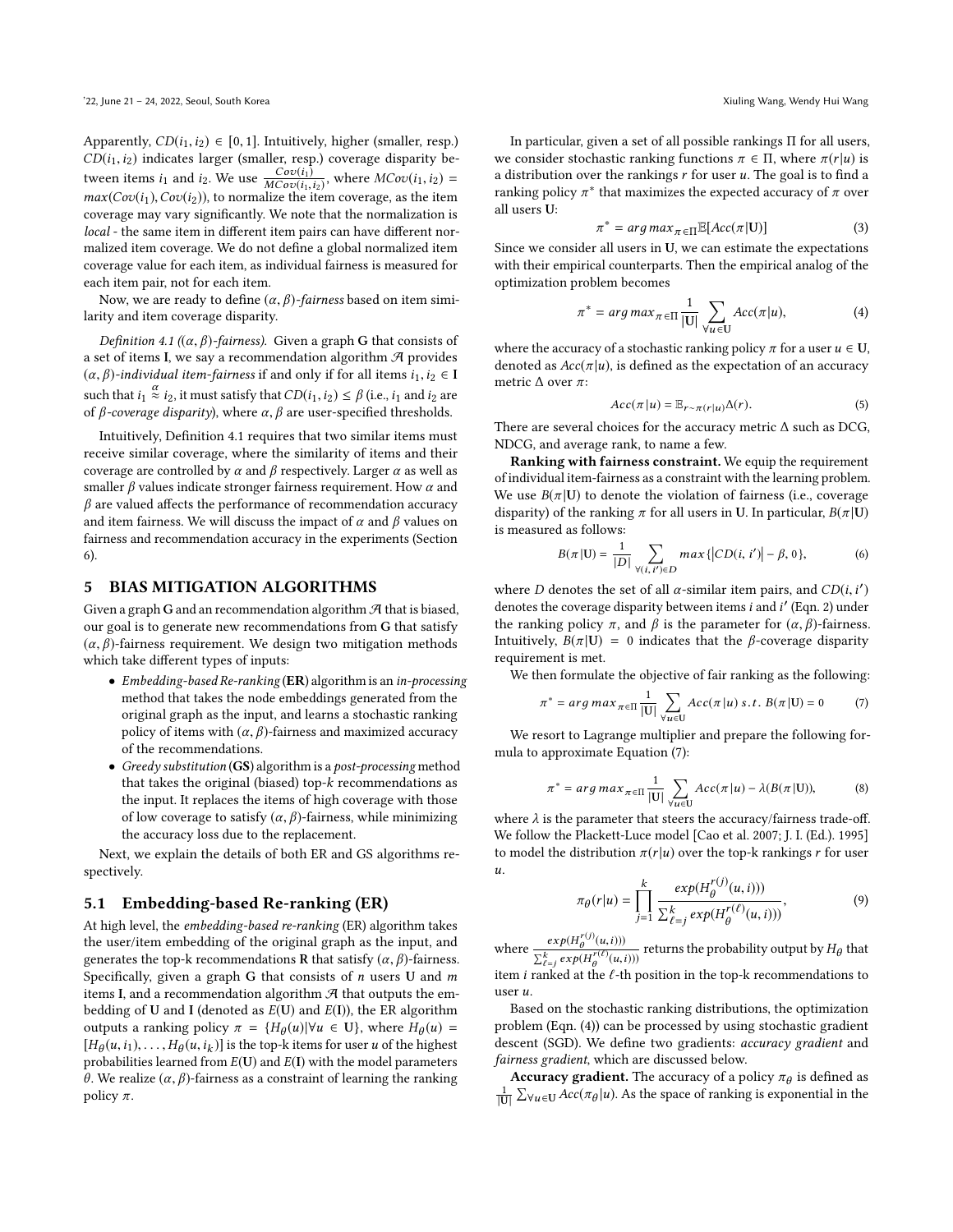Apparently, $CD(i_1, i_2) \in [0, 1]$. Intuitively, higher (smaller, resp.) $CD(i_1, i_2)$ indicates larger (smaller, resp.) coverage disparity between items $i_1$ and $i_2$. We use $\frac{Cov(i_1)}{MCov(i_1, i_2)}$, where $MCov(i_1, i_2) = max(Cov(i_1), Cov(i_2))$, to normalize the item coverage, as the item coverage may vary significantly. We note that the normalization is *local* - the same item in different item pairs can have different normalized item coverage. We do not define a global normalized item coverage value for each item, as individual fairness is measured for each item pair, not for each item.

Now, we are ready to define $(\alpha, \beta)$-*fairness* based on item similarity and item coverage disparity.

*Definition 4.1 ($(\alpha, \beta)$-fairness).* Given a graph $\mathbf{G}$ that consists of a set of items $\mathbf{I}$, we say a recommendation algorithm $\mathcal{A}$ provides $(\alpha, \beta)$-*individual item-fairness* if and only if for all items $i_1, i_2 \in \mathbf{I}$ such that $i_1 \overset{\alpha}{\approx} i_2$, it must satisfy that $CD(i_1, i_2) \leq \beta$ (i.e., $i_1$ and $i_2$ are of $\beta$-*coverage disparity*), where $\alpha, \beta$ are user-specified thresholds.

Intuitively, Definition 4.1 requires that two similar items must receive similar coverage, where the similarity of items and their coverage are controlled by $\alpha$ and $\beta$ respectively. Larger $\alpha$ as well as smaller $\beta$ values indicate stronger fairness requirement. How $\alpha$ and $\beta$ are valued affects the performance of recommendation accuracy and item fairness. We will discuss the impact of $\alpha$ and $\beta$ values on fairness and recommendation accuracy in the experiments (Section 6).

## 5 BIAS MITIGATION ALGORITHMS

Given a graph $\mathbf{G}$ and an recommendation algorithm $\mathcal{A}$ that is biased, our goal is to generate new recommendations from $\mathbf{G}$ that satisfy $(\alpha, \beta)$-fairness requirement. We design two mitigation methods which take different types of inputs:

- *Embedding-based Re-ranking* (**ER**) algorithm is an *in-processing* method that takes the node embeddings generated from the original graph as the input, and learns a stochastic ranking policy of items with $(\alpha, \beta)$-fairness and maximized accuracy of the recommendations.
- *Greedy substitution* (**GS**) algorithm is a *post-processing* method that takes the original (biased) top-$k$ recommendations as the input. It replaces the items of high coverage with those of low coverage to satisfy $(\alpha, \beta)$-fairness, while minimizing the accuracy loss due to the replacement.

Next, we explain the details of both ER and GS algorithms respectively.

### 5.1 Embedding-based Re-ranking (ER)

At high level, the *embedding-based re-ranking* (ER) algorithm takes the user/item embedding of the original graph as the input, and generates the top-k recommendations $\mathbf{R}$ that satisfy $(\alpha, \beta)$-fairness. Specifically, given a graph $\mathbf{G}$ that consists of $n$ users $\mathbf{U}$ and $m$ items $\mathbf{I}$, and a recommendation algorithm $\mathcal{A}$ that outputs the embedding of $\mathbf{U}$ and $\mathbf{I}$ (denoted as $E(\mathbf{U})$ and $E(\mathbf{I})$), the ER algorithm outputs a ranking policy $\pi = \{H_\theta(u) | \forall u \in \mathbf{U}\}$, where $H_\theta(u) = [H_\theta(u, i_1), \dots, H_\theta(u, i_k)]$ is the top-k items for user $u$ of the highest probabilities learned from $E(\mathbf{U})$ and $E(\mathbf{I})$ with the model parameters $\theta$. We realize $(\alpha, \beta)$-fairness as a constraint of learning the ranking policy $\pi$.

In particular, given a set of all possible rankings $\Pi$ for all users, we consider stochastic ranking functions $\pi \in \Pi$, where $\pi(r|u)$ is a distribution over the rankings $r$ for user $u$. The goal is to find a ranking policy $\pi^*$ that maximizes the expected accuracy of $\pi$ over all users $\mathbf{U}$:

$$\pi^* = arg\,max_{\pi \in \Pi} \mathbb{E}[Acc(\pi|\mathbf{U})] \tag{3}$$

Since we consider all users in $\mathbf{U}$, we can estimate the expectations with their empirical counterparts. Then the empirical analog of the optimization problem becomes

$$\pi^* = arg\,max_{\pi \in \Pi} \frac{1}{|\mathbf{U}|} \sum_{\forall u \in \mathbf{U}} Acc(\pi|u), \tag{4}$$

where the accuracy of a stochastic ranking policy $\pi$ for a user $u \in \mathbf{U}$, denoted as $Acc(\pi|u)$, is defined as the expectation of an accuracy metric $\Delta$ over $\pi$:

$$Acc(\pi|u) = \mathbb{E}_{r \sim \pi(r|u)} \Delta(r). \tag{5}$$

There are several choices for the accuracy metric $\Delta$ such as DCG, NDCG, and average rank, to name a few.

**Ranking with fairness constraint.** We equip the requirement of individual item-fairness as a constraint with the learning problem. We use $B(\pi|\mathbf{U})$ to denote the violation of fairness (i.e., coverage disparity) of the ranking $\pi$ for all users in $\mathbf{U}$. In particular, $B(\pi|\mathbf{U})$ is measured as follows:

$$B(\pi|\mathbf{U}) = \frac{1}{|D|} \sum_{\forall (i,i') \in D} max\{|CD(i, i')| - \beta, 0\}, \tag{6}$$

where $D$ denotes the set of all $\alpha$-similar item pairs, and $CD(i, i')$ denotes the coverage disparity between items $i$ and $i'$ (Eqn. 2) under the ranking policy $\pi$, and $\beta$ is the parameter for $(\alpha, \beta)$-fairness. Intuitively, $B(\pi|\mathbf{U}) = 0$ indicates that the $\beta$-coverage disparity requirement is met.

We then formulate the objective of fair ranking as the following:

$$\pi^* = arg\,max_{\pi \in \Pi} \frac{1}{|\mathbf{U}|} \sum_{\forall u \in \mathbf{U}} Acc(\pi|u) \;\; s.t. \;\; B(\pi|\mathbf{U}) = 0 \tag{7}$$

We resort to Lagrange multiplier and prepare the following formula to approximate Equation (7):

$$\pi^* = arg\,max_{\pi \in \Pi} \frac{1}{|\mathbf{U}|} \sum_{\forall u \in \mathbf{U}} Acc(\pi|u) - \lambda(B(\pi|\mathbf{U})), \tag{8}$$

where $\lambda$ is the parameter that steers the accuracy/fairness trade-off. We follow the Plackett-Luce model [Cao et al. 2007; J. I. (Ed.). 1995] to model the distribution $\pi(r|u)$ over the top-k rankings $r$ for user $u$.

$$\pi_\theta(r|u) = \prod_{j=1}^{k} \frac{exp(H_\theta^{r(j)}(u, i)))}{\sum_{\ell=j}^{k} exp(H_\theta^{r(\ell)}(u, i)))}, \tag{9}$$

where $\frac{exp(H_\theta^{r(j)}(u, i)))}{\sum_{\ell=j}^{k} exp(H_\theta^{r(\ell)}(u, i)))}$ returns the probability output by $H_\theta$ that item $i$ ranked at the $\ell$-th position in the top-k recommendations to user $u$.

Based on the stochastic ranking distributions, the optimization problem (Eqn. (4)) can be processed by using stochastic gradient descent (SGD). We define two gradients: *accuracy gradient* and *fairness gradient*, which are discussed below.

**Accuracy gradient.** The accuracy of a policy $\pi_\theta$ is defined as $\frac{1}{|\mathbf{U}|} \sum_{\forall u \in \mathbf{U}} Acc(\pi_\theta|u)$. As the space of ranking is exponential in the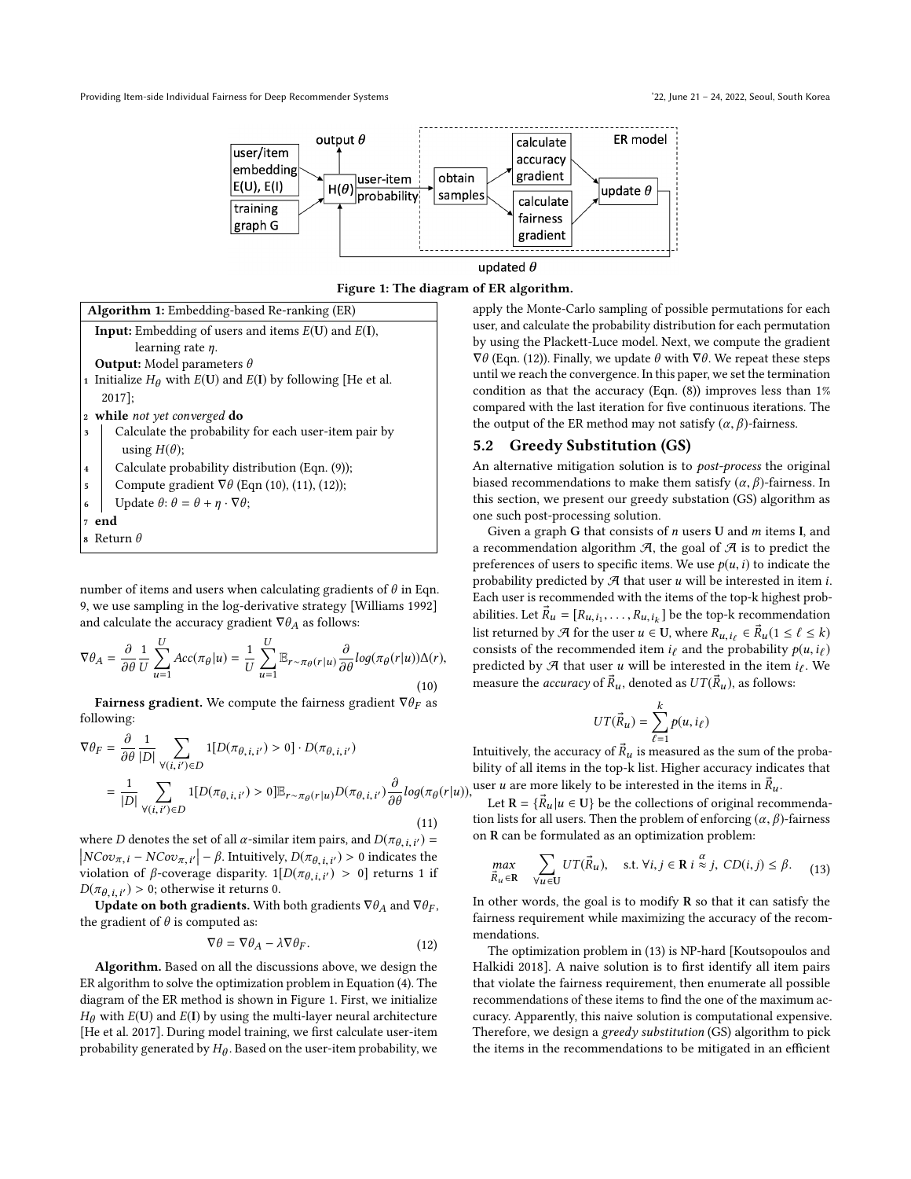output $\theta$

user/item embedding E(U), E(I)

training graph G

H($\theta$)

user-item probability

obtain samples

calculate accuracy gradient

calculate fairness gradient

update $\theta$

ER model

updated $\theta$

Figure 1: The diagram of ER algorithm.

**Algorithm 1:** Embedding-based Re-ranking (ER)

**Input:** Embedding of users and items $E(\mathbf{U})$ and $E(\mathbf{I})$, learning rate $\eta$.

**Output:** Model parameters $\theta$

1. Initialize $H_\theta$ with $E(\mathbf{U})$ and $E(\mathbf{I})$ by following [He et al. 2017];
2. **while** *not yet converged* **do**
3. Calculate the probability for each user-item pair by using $H(\theta)$;
4. Calculate probability distribution (Eqn. (9));
5. Compute gradient $\nabla\theta$ (Eqn (10), (11), (12));
6. Update $\theta$: $\theta = \theta + \eta \cdot \nabla\theta$;
7. **end**
8. Return $\theta$

number of items and users when calculating gradients of $\theta$ in Eqn. 9, we use sampling in the log-derivative strategy [Williams 1992] and calculate the accuracy gradient $\nabla\theta_A$ as follows:

$$\nabla\theta_A = \frac{\partial}{\partial\theta}\frac{1}{U}\sum_{u=1}^{U} Acc(\pi_\theta|u) = \frac{1}{U}\sum_{u=1}^{U}\mathbb{E}_{r\sim\pi_\theta(r|u)}\frac{\partial}{\partial\theta}log(\pi_\theta(r|u))\Delta(r), \tag{10}$$

**Fairness gradient.** We compute the fairness gradient $\nabla\theta_F$ as following:

$$\nabla\theta_F = \frac{\partial}{\partial\theta}\frac{1}{|D|}\sum_{\forall(i,i')\in D} 1[D(\pi_{\theta,i,i'}) > 0]\cdot D(\pi_{\theta,i,i'})$$
$$= \frac{1}{|D|}\sum_{\forall(i,i')\in D} 1[D(\pi_{\theta,i,i'}) > 0]\mathbb{E}_{r\sim\pi_\theta(r|u)}D(\pi_{\theta,i,i'})\frac{\partial}{\partial\theta}log(\pi_\theta(r|u)), \tag{11}$$

where $D$ denotes the set of all $\alpha$-similar item pairs, and $D(\pi_{\theta,i,i'}) = \left|NCov_{\pi,i} - NCov_{\pi,i'}\right| - \beta$. Intuitively, $D(\pi_{\theta,i,i'}) > 0$ indicates the violation of $\beta$-coverage disparity. $1[D(\pi_{\theta,i,i'}) > 0]$ returns 1 if $D(\pi_{\theta,i,i'}) > 0$; otherwise it returns 0.

**Update on both gradients.** With both gradients $\nabla\theta_A$ and $\nabla\theta_F$, the gradient of $\theta$ is computed as:

$$\nabla\theta = \nabla\theta_A - \lambda\nabla\theta_F. \tag{12}$$

**Algorithm.** Based on all the discussions above, we design the ER algorithm to solve the optimization problem in Equation (4). The diagram of the ER method is shown in Figure 1. First, we initialize $H_\theta$ with $E(\mathbf{U})$ and $E(\mathbf{I})$ by using the multi-layer neural architecture [He et al. 2017]. During model training, we first calculate user-item probability generated by $H_\theta$. Based on the user-item probability, we apply the Monte-Carlo sampling of possible permutations for each user, and calculate the probability distribution for each permutation by using the Plackett-Luce model. Next, we compute the gradient $\nabla\theta$ (Eqn. (12)). Finally, we update $\theta$ with $\nabla\theta$. We repeat these steps until we reach the convergence. In this paper, we set the termination condition as that the accuracy (Eqn. (8)) improves less than 1% compared with the last iteration for five continuous iterations. The the output of the ER method may not satisfy $(\alpha, \beta)$-fairness.

## 5.2 Greedy Substitution (GS)

An alternative mitigation solution is to *post-process* the original biased recommendations to make them satisfy $(\alpha, \beta)$-fairness. In this section, we present our greedy substation (GS) algorithm as one such post-processing solution.

Given a graph $\mathbf{G}$ that consists of $n$ users $\mathbf{U}$ and $m$ items $\mathbf{I}$, and a recommendation algorithm $\mathcal{A}$, the goal of $\mathcal{A}$ is to predict the preferences of users to specific items. We use $p(u,i)$ to indicate the probability predicted by $\mathcal{A}$ that user $u$ will be interested in item $i$. Each user is recommended with the items of the top-k highest probabilities. Let $\vec{R}_u = [R_{u,i_1}, \dots, R_{u,i_k}]$ be the top-k recommendation list returned by $\mathcal{A}$ for the user $u \in \mathbf{U}$, where $R_{u,i_\ell} \in \vec{R}_u (1 \le \ell \le k)$ consists of the recommended item $i_\ell$ and the probability $p(u, i_\ell)$ predicted by $\mathcal{A}$ that user $u$ will be interested in the item $i_\ell$. We measure the *accuracy* of $\vec{R}_u$, denoted as $UT(\vec{R}_u)$, as follows:

$$UT(\vec{R}_u) = \sum_{\ell=1}^{k} p(u, i_\ell)$$

Intuitively, the accuracy of $\vec{R}_u$ is measured as the sum of the probability of all items in the top-k list. Higher accuracy indicates that user $u$ are more likely to be interested in the items in $\vec{R}_u$.

Let $\mathbf{R} = \{\vec{R}_u | u \in \mathbf{U}\}$ be the collections of original recommendation lists for all users. Then the problem of enforcing $(\alpha, \beta)$-fairness on $\mathbf{R}$ can be formulated as an optimization problem:

$$\max_{\vec{R}_u \in \mathbf{R}} \sum_{\forall u \in \mathbf{U}} UT(\vec{R}_u), \quad \text{s.t. } \forall i,j \in \mathbf{R}\ i \overset{\alpha}{\approx} j,\ CD(i,j) \le \beta. \tag{13}$$

In other words, the goal is to modify $\mathbf{R}$ so that it can satisfy the fairness requirement while maximizing the accuracy of the recommendations.

The optimization problem in (13) is NP-hard [Koutsopoulos and Halkidi 2018]. A naive solution is to first identify all item pairs that violate the fairness requirement, then enumerate all possible recommendations of these items to find the one of the maximum accuracy. Apparently, this naive solution is computational expensive. Therefore, we design a *greedy substitution* (GS) algorithm to pick the items in the recommendations to be mitigated in an efficient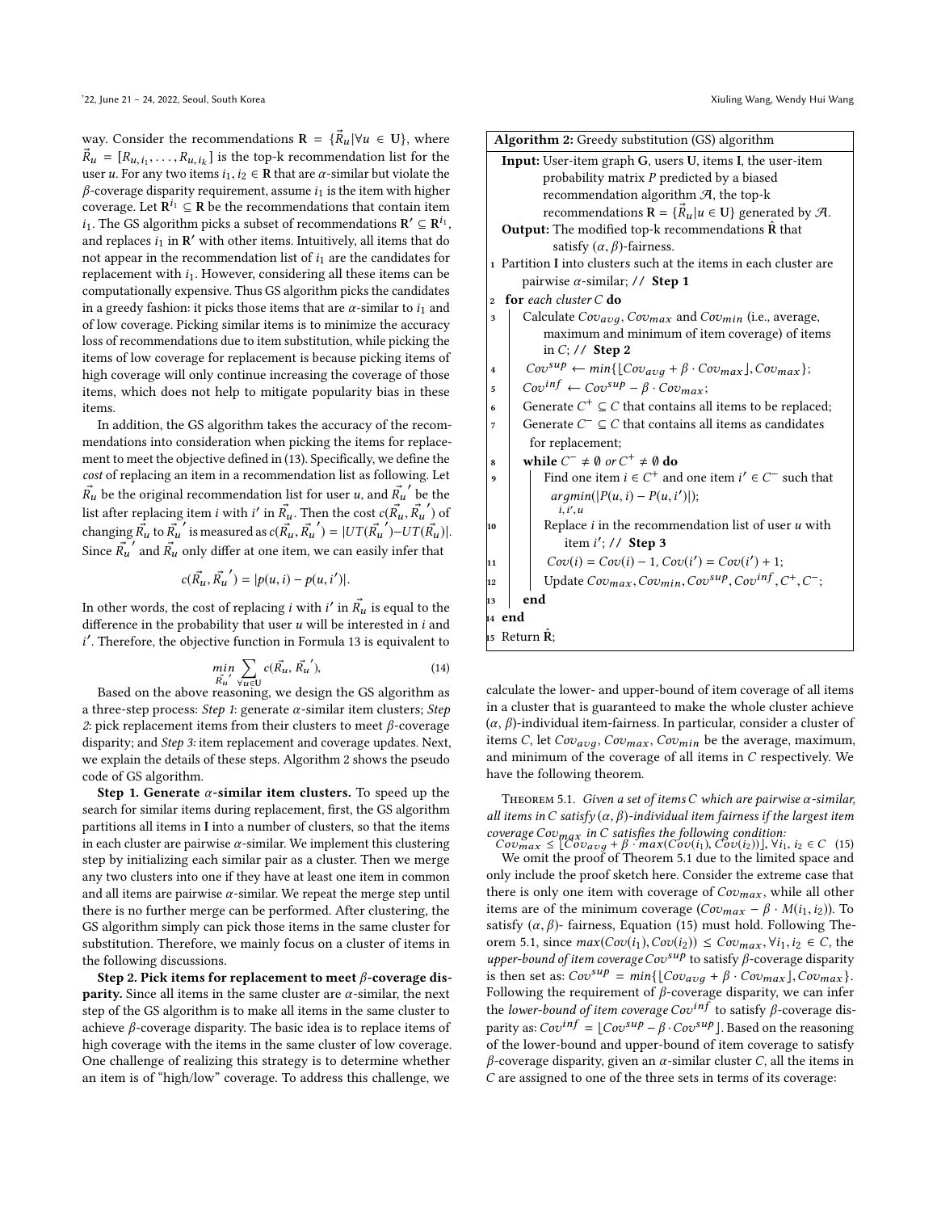way. Consider the recommendations $\mathbf{R} = \{\vec{R_u} | \forall u \in \mathbf{U}\}$, where $\vec{R_u} = [R_{u,i_1}, \dots, R_{u,i_k}]$ is the top-k recommendation list for the user $u$. For any two items $i_1, i_2 \in \mathbf{R}$ that are $\alpha$-similar but violate the $\beta$-coverage disparity requirement, assume $i_1$ is the item with higher coverage. Let $\mathbf{R}^{i_1} \subseteq \mathbf{R}$ be the recommendations that contain item $i_1$. The GS algorithm picks a subset of recommendations $\mathbf{R}' \subseteq \mathbf{R}^{i_1}$, and replaces $i_1$ in $\mathbf{R}'$ with other items. Intuitively, all items that do not appear in the recommendation list of $i_1$ are the candidates for replacement with $i_1$. However, considering all these items can be computationally expensive. Thus GS algorithm picks the candidates in a greedy fashion: it picks those items that are $\alpha$-similar to $i_1$ and of low coverage. Picking similar items is to minimize the accuracy loss of recommendations due to item substitution, while picking the items of low coverage for replacement is because picking items of high coverage will only continue increasing the coverage of those items, which does not help to mitigate popularity bias in these items.

In addition, the GS algorithm takes the accuracy of the recommendations into consideration when picking the items for replacement to meet the objective defined in (13). Specifically, we define the *cost* of replacing an item in a recommendation list as following. Let $\vec{R_u}$ be the original recommendation list for user $u$, and $\vec{R_u}'$ be the list after replacing item $i$ with $i'$ in $\vec{R_u}$. Then the cost $c(\vec{R_u}, \vec{R_u}')$ of changing $\vec{R_u}$ to $\vec{R_u}'$ is measured as $c(\vec{R_u}, \vec{R_u}') = |UT(\vec{R_u}') - UT(\vec{R_u})|$. Since $\vec{R_u}'$ and $\vec{R_u}$ only differ at one item, we can easily infer that

$$c(\vec{R_u}, \vec{R_u}') = |p(u,i) - p(u,i')|.$$

In other words, the cost of replacing $i$ with $i'$ in $\vec{R_u}$ is equal to the difference in the probability that user $u$ will be interested in $i$ and $i'$. Therefore, the objective function in Formula 13 is equivalent to

$$\min_{\vec{R_u}'} \sum_{\forall u \in \mathbf{U}} c(\vec{R_u}, \vec{R_u}'), \tag{14}$$

Based on the above reasoning, we design the GS algorithm as a three-step process: *Step 1*: generate $\alpha$-similar item clusters; *Step 2*: pick replacement items from their clusters to meet $\beta$-coverage disparity; and *Step 3:* item replacement and coverage updates. Next, we explain the details of these steps. Algorithm 2 shows the pseudo code of GS algorithm.

**Step 1. Generate $\alpha$-similar item clusters.** To speed up the search for similar items during replacement, first, the GS algorithm partitions all items in $\mathbf{I}$ into a number of clusters, so that the items in each cluster are pairwise $\alpha$-similar. We implement this clustering step by initializing each similar pair as a cluster. Then we merge any two clusters into one if they have at least one item in common and all items are pairwise $\alpha$-similar. We repeat the merge step until there is no further merge can be performed. After clustering, the GS algorithm simply can pick those items in the same cluster for substitution. Therefore, we mainly focus on a cluster of items in the following discussions.

**Step 2. Pick items for replacement to meet $\beta$-coverage disparity.** Since all items in the same cluster are $\alpha$-similar, the next step of the GS algorithm is to make all items in the same cluster to achieve $\beta$-coverage disparity. The basic idea is to replace items of high coverage with the items in the same cluster of low coverage. One challenge of realizing this strategy is to determine whether an item is of "high/low" coverage. To address this challenge, we

---

**Algorithm 2:** Greedy substitution (GS) algorithm

**Input:** User-item graph $\mathbf{G}$, users $\mathbf{U}$, items $\mathbf{I}$, the user-item probability matrix $P$ predicted by a biased recommendation algorithm $\mathcal{A}$, the top-k recommendations $\mathbf{R} = \{\vec{R_u} | u \in \mathbf{U}\}$ generated by $\mathcal{A}$.

**Output:** The modified top-k recommendations $\hat{\mathbf{R}}$ that satisfy $(\alpha, \beta)$-fairness.

```
1  Partition I into clusters such at the items in each cluster are
     pairwise α-similar; // Step 1
2  for each cluster C do
3      Calculate Cov_avg, Cov_max and Cov_min (i.e., average,
         maximum and minimum of item coverage) of items
         in C; // Step 2
4      Cov^sup ← min{⌊Cov_avg + β · Cov_max⌋, Cov_max};
5      Cov^inf ← Cov^sup − β · Cov_max;
6      Generate C+ ⊆ C that contains all items to be replaced;
7      Generate C− ⊆ C that contains all items as candidates
         for replacement;
8      while C− ≠ ∅ or C+ ≠ ∅ do
9          Find one item i ∈ C+ and one item i' ∈ C− such that
             argmin_{i,i',u}(|P(u,i) − P(u,i')|);
10         Replace i in the recommendation list of user u with
             item i'; // Step 3
11         Cov(i) = Cov(i) − 1, Cov(i') = Cov(i') + 1;
12         Update Cov_max, Cov_min, Cov^sup, Cov^inf, C+, C−;
13     end
14 end
15 Return R̂;
```

---

calculate the lower- and upper-bound of item coverage of all items in a cluster that is guaranteed to make the whole cluster achieve $(\alpha, \beta)$-individual item-fairness. In particular, consider a cluster of items $C$, let $Cov_{avg}, Cov_{max}, Cov_{min}$ be the average, maximum, and minimum of the coverage of all items in $C$ respectively. We have the following theorem.

Theorem 5.1. *Given a set of items $C$ which are pairwise $\alpha$-similar, all items in $C$ satisfy $(\alpha, \beta)$-individual item fairness if the largest item coverage $Cov_{max}$ in $C$ satisfies the following condition:*

$$Cov_{max} \leq \lfloor Cov_{avg} + \beta \cdot max(Cov(i_1), Cov(i_2)) \rfloor, \forall i_1, i_2 \in C \tag{15}$$

We omit the proof of Theorem 5.1 due to the limited space and only include the proof sketch here. Consider the extreme case that there is only one item with coverage of $Cov_{max}$, while all other items are of the minimum coverage $(Cov_{max} - \beta \cdot M(i_1, i_2))$. To satisfy $(\alpha, \beta)$- fairness, Equation (15) must hold. Following Theorem 5.1, since $max(Cov(i_1), Cov(i_2)) \leq Cov_{max}, \forall i_1, i_2 \in C$, the *upper-bound of item coverage* $Cov^{sup}$ to satisfy $\beta$-coverage disparity is then set as: $Cov^{sup} = min\{\lfloor Cov_{avg} + \beta \cdot Cov_{max} \rfloor, Cov_{max}\}$. Following the requirement of $\beta$-coverage disparity, we can infer the *lower-bound of item coverage* $Cov^{inf}$ to satisfy $\beta$-coverage disparity as: $Cov^{inf} = \lfloor Cov^{sup} - \beta \cdot Cov^{sup} \rfloor$. Based on the reasoning of the lower-bound and upper-bound of item coverage to satisfy $\beta$-coverage disparity, given an $\alpha$-similar cluster $C$, all the items in $C$ are assigned to one of the three sets in terms of its coverage: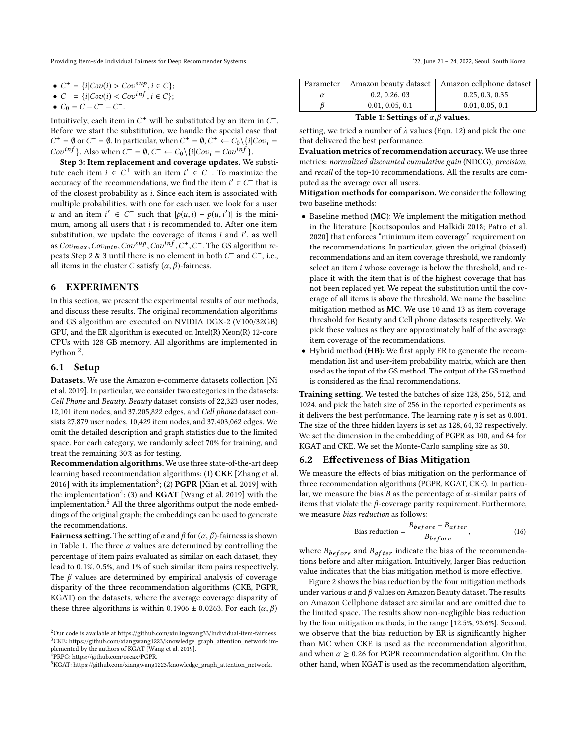- $C^+ = \{i | Cov(i) > Cov^{sup}, i \in C\}$;
- $C^- = \{i | Cov(i) < Cov^{inf}, i \in C\}$;
- $C_0 = C - C^+ - C^-$.

Intuitively, each item in $C^+$ will be substituted by an item in $C^-$. Before we start the substitution, we handle the special case that $C^+ = \emptyset$ or $C^- = \emptyset$. In particular, when $C^+ = \emptyset, C^+ \leftarrow C_0 \backslash \{i | Cov_i = Cov^{inf}\}$. Also when $C^- = \emptyset, C^- \leftarrow C_0 \backslash \{i | Cov_i = Cov^{inf}\}$.

**Step 3: Item replacement and coverage updates.** We substitute each item $i \in C^+$ with an item $i' \in C^-$. To maximize the accuracy of the recommendations, we find the item $i' \in C^-$ that is of the closest probability as $i$. Since each item is associated with multiple probabilities, with one for each user, we look for a user $u$ and an item $i' \in C^-$ such that $|p(u, i) - p(u, i')|$ is the minimum, among all users that $i$ is recommended to. After one item substitution, we update the coverage of items $i$ and $i'$, as well as $Cov_{max}, Cov_{min}, Cov^{sup}, Cov^{inf}, C^+, C^-$. The GS algorithm repeats Step 2 & 3 until there is no element in both $C^+$ and $C^-$, i.e., all items in the cluster $C$ satisfy $(\alpha, \beta)$-fairness.

## 6 EXPERIMENTS

In this section, we present the experimental results of our methods, and discuss these results. The original recommendation algorithms and GS algorithm are executed on NVIDIA DGX-2 (V100/32GB) GPU, and the ER algorithm is executed on Intel(R) Xeon(R) 12-core CPUs with 128 GB memory. All algorithms are implemented in Python [2].

### 6.1 Setup

**Datasets.** We use the Amazon e-commerce datasets collection [Ni et al. 2019]. In particular, we consider two categories in the datasets: *Cell Phone* and *Beauty*. *Beauty* dataset consists of 22,323 user nodes, 12,101 item nodes, and 37,205,822 edges, and *Cell phone* dataset consists 27,879 user nodes, 10,429 item nodes, and 37,403,062 edges. We omit the detailed description and graph statistics due to the limited space. For each category, we randomly select 70% for training, and treat the remaining 30% as for testing.

**Recommendation algorithms.** We use three state-of-the-art deep learning based recommendation algorithms: (1) **CKE** [Zhang et al. 2016] with its implementation[3]; (2) **PGPR** [Xian et al. 2019] with the implementation[4]; (3) and **KGAT** [Wang et al. 2019] with the implementation.[5] All the three algorithms output the node embeddings of the original graph; the embeddings can be used to generate the recommendations.

**Fairness setting.** The setting of $\alpha$ and $\beta$ for $(\alpha, \beta)$-fairness is shown in Table 1. The three $\alpha$ values are determined by controlling the percentage of item pairs evaluated as similar on each dataset, they lead to 0.1%, 0.5%, and 1% of such similar item pairs respectively. The $\beta$ values are determined by empirical analysis of coverage disparity of the three recommendation algorithms (CKE, PGPR, KGAT) on the datasets, where the average coverage disparity of these three algorithms is within $0.1906 \pm 0.0263$. For each $(\alpha, \beta)$

| Parameter | Amazon beauty dataset | Amazon cellphone dataset |
|---|---|---|
| $\alpha$ | 0.2, 0.26, 03 | 0.25, 0.3, 0.35 |
| $\beta$ | 0.01, 0.05, 0.1 | 0.01, 0.05, 0.1 |

**Table 1: Settings of $\alpha$,$\beta$ values.**

setting, we tried a number of $\lambda$ values (Eqn. 12) and pick the one that delivered the best performance.

**Evaluation metrics of recommendation accuracy.** We use three metrics: *normalized discounted cumulative gain* (NDCG), *precision*, and *recall* of the top-10 recommendations. All the results are computed as the average over all users.

**Mitigation methods for comparison.** We consider the following two baseline methods:

- Baseline method (**MC**): We implement the mitigation method in the literature [Koutsopoulos and Halkidi 2018; Patro et al. 2020] that enforces "minimum item coverage" requirement on the recommendations. In particular, given the original (biased) recommendations and an item coverage threshold, we randomly select an item $i$ whose coverage is below the threshold, and replace it with the item that is of the highest coverage that has not been replaced yet. We repeat the substitution until the coverage of all items is above the threshold. We name the baseline mitigation method as **MC**. We use 10 and 13 as item coverage threshold for Beauty and Cell phone datasets respectively. We pick these values as they are approximately half of the average item coverage of the recommendations.
- Hybrid method (**HB**): We first apply ER to generate the recommendation list and user-item probability matrix, which are then used as the input of the GS method. The output of the GS method is considered as the final recommendations.

**Training setting.** We tested the batches of size 128, 256, 512, and 1024, and pick the batch size of 256 in the reported experiments as it delivers the best performance. The learning rate $\eta$ is set as 0.001. The size of the three hidden layers is set as 128, 64, 32 respectively. We set the dimension in the embedding of PGPR as 100, and 64 for KGAT and CKE. We set the Monte-Carlo sampling size as 30.

### 6.2 Effectiveness of Bias Mitigation

We measure the effects of bias mitigation on the performance of three recommendation algorithms (PGPR, KGAT, CKE). In particular, we measure the bias $B$ as the percentage of $\alpha$-similar pairs of items that violate the $\beta$-coverage parity requirement. Furthermore, we measure *bias reduction* as follows:

$$\text{Bias reduction} = \frac{B_{before} - B_{after}}{B_{before}}, \tag{16}$$

where $B_{before}$ and $B_{after}$ indicate the bias of the recommendations before and after mitigation. Intuitively, larger Bias reduction value indicates that the bias mitigation method is more effective.

Figure 2 shows the bias reduction by the four mitigation methods under various $\alpha$ and $\beta$ values on Amazon Beauty dataset. The results on Amazon Cellphone dataset are similar and are omitted due to the limited space. The results show non-negligible bias reduction by the four mitigation methods, in the range [12.5%, 93.6%]. Second, we observe that the bias reduction by ER is significantly higher than MC when CKE is used as the recommendation algorithm, and when $\alpha \geq 0.26$ for PGPR recommendation algorithm. On the other hand, when KGAT is used as the recommendation algorithm,

[2] Our code is available at https://github.com/xiulingwang33/Individual-item-fairness
[3] CKE: https://github.com/xiangwang1223/knowledge_graph_attention_network implemented by the authors of KGAT [Wang et al. 2019].
[4] PRPG: https://github.com/orcax/PGPR.
[5] KGAT: https://github.com/xiangwang1223/knowledge_graph_attention_network.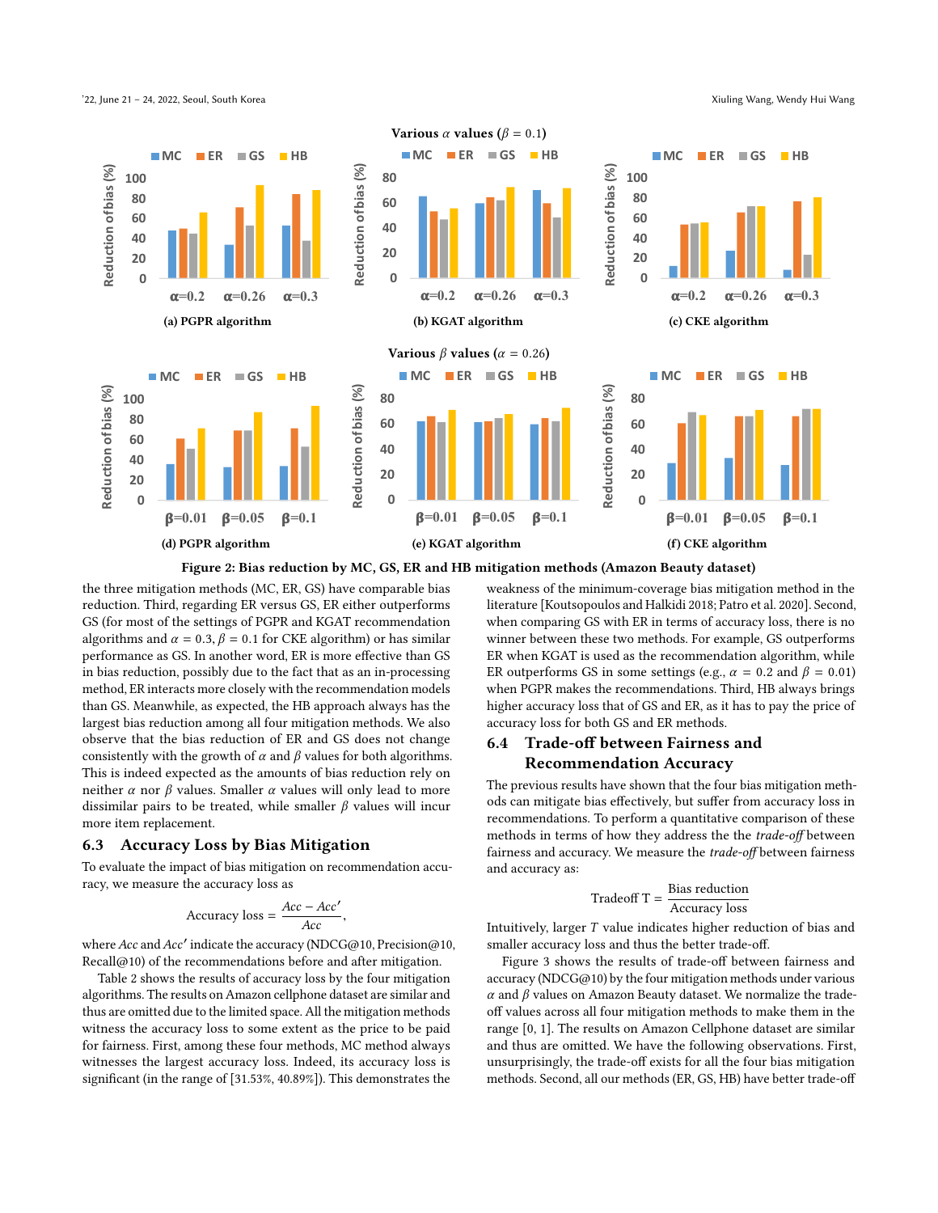Various $\alpha$ values ($\beta$ = 0.1)

MC ER GS HB

Reduction of bias (%)

100 80 60 40 20 0

α=0.2 α=0.26 α=0.3

(a) PGPR algorithm

MC ER GS HB

Reduction of bias (%)

80 60 40 20 0

α=0.2 α=0.26 α=0.3

(b) KGAT algorithm

MC ER GS HB

Reduction of bias (%)

100 80 60 40 20 0

α=0.2 α=0.26 α=0.3

(c) CKE algorithm

Various $\beta$ values ($\alpha$ = 0.26)

MC ER GS HB

Reduction of bias (%)

100 80 60 40 20 0

β=0.01 β=0.05 β=0.1

(d) PGPR algorithm

MC ER GS HB

Reduction of bias (%)

80 60 40 20 0

β=0.01 β=0.05 β=0.1

(e) KGAT algorithm

MC ER GS HB

Reduction of bias (%)

80 60 40 20 0

β=0.01 β=0.05 β=0.1

(f) CKE algorithm

**Figure 2: Bias reduction by MC, GS, ER and HB mitigation methods (Amazon Beauty dataset)**

the three mitigation methods (MC, ER, GS) have comparable bias reduction. Third, regarding ER versus GS, ER either outperforms GS (for most of the settings of PGPR and KGAT recommendation algorithms and $\alpha = 0.3, \beta = 0.1$ for CKE algorithm) or has similar performance as GS. In another word, ER is more effective than GS in bias reduction, possibly due to the fact that as an in-processing method, ER interacts more closely with the recommendation models than GS. Meanwhile, as expected, the HB approach always has the largest bias reduction among all four mitigation methods. We also observe that the bias reduction of ER and GS does not change consistently with the growth of $\alpha$ and $\beta$ values for both algorithms. This is indeed expected as the amounts of bias reduction rely on neither $\alpha$ nor $\beta$ values. Smaller $\alpha$ values will only lead to more dissimilar pairs to be treated, while smaller $\beta$ values will incur more item replacement.

## 6.3 Accuracy Loss by Bias Mitigation

To evaluate the impact of bias mitigation on recommendation accuracy, we measure the accuracy loss as

$$\text{Accuracy loss} = \frac{Acc - Acc'}{Acc},$$

where $Acc$ and $Acc'$ indicate the accuracy (NDCG@10, Precision@10, Recall@10) of the recommendations before and after mitigation.

Table 2 shows the results of accuracy loss by the four mitigation algorithms. The results on Amazon cellphone dataset are similar and thus are omitted due to the limited space. All the mitigation methods witness the accuracy loss to some extent as the price to be paid for fairness. First, among these four methods, MC method always witnesses the largest accuracy loss. Indeed, its accuracy loss is significant (in the range of [31.53%, 40.89%]). This demonstrates the weakness of the minimum-coverage bias mitigation method in the literature [Koutsopoulos and Halkidi 2018; Patro et al. 2020]. Second, when comparing GS with ER in terms of accuracy loss, there is no winner between these two methods. For example, GS outperforms ER when KGAT is used as the recommendation algorithm, while ER outperforms GS in some settings (e.g., $\alpha = 0.2$ and $\beta = 0.01$) when PGPR makes the recommendations. Third, HB always brings higher accuracy loss that of GS and ER, as it has to pay the price of accuracy loss for both GS and ER methods.

## 6.4 Trade-off between Fairness and Recommendation Accuracy

The previous results have shown that the four bias mitigation methods can mitigate bias effectively, but suffer from accuracy loss in recommendations. To perform a quantitative comparison of these methods in terms of how they address the the *trade-off* between fairness and accuracy. We measure the *trade-off* between fairness and accuracy as:

$$\text{Tradeoff T} = \frac{\text{Bias reduction}}{\text{Accuracy loss}}$$

Intuitively, larger $T$ value indicates higher reduction of bias and smaller accuracy loss and thus the better trade-off.

Figure 3 shows the results of trade-off between fairness and accuracy (NDCG@10) by the four mitigation methods under various $\alpha$ and $\beta$ values on Amazon Beauty dataset. We normalize the trade-off values across all four mitigation methods to make them in the range [0, 1]. The results on Amazon Cellphone dataset are similar and thus are omitted. We have the following observations. First, unsurprisingly, the trade-off exists for all the four bias mitigation methods. Second, all our methods (ER, GS, HB) have better trade-off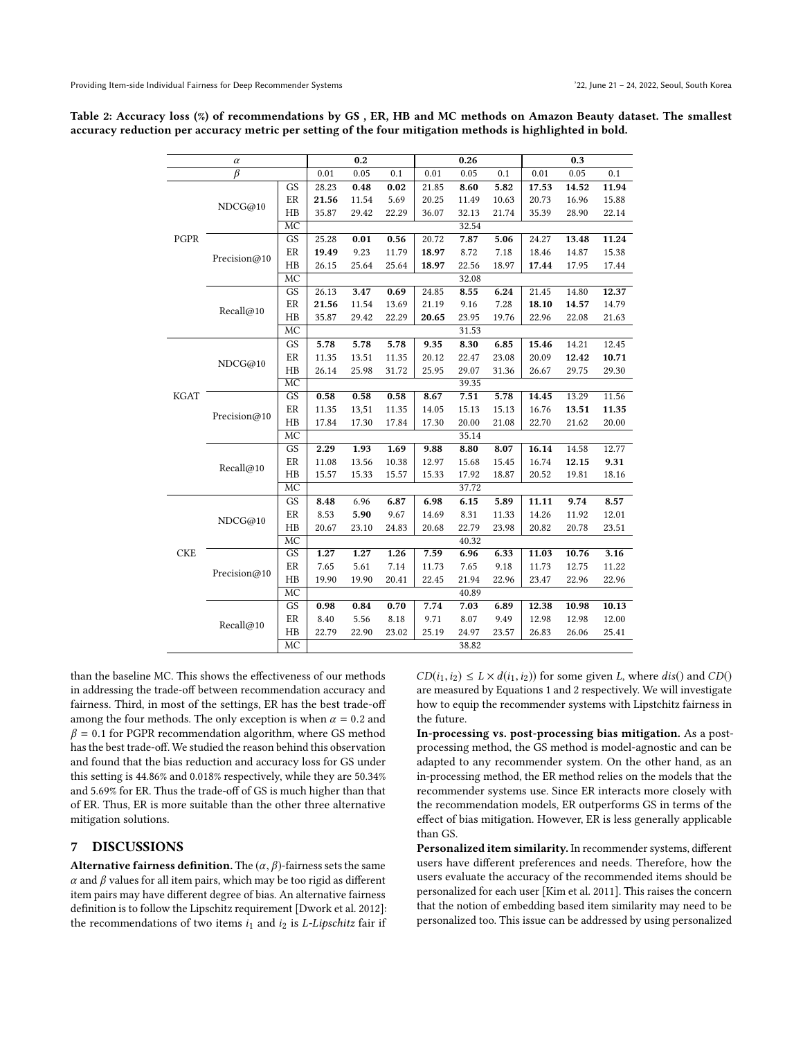**Table 2: Accuracy loss (%) of recommendations by GS , ER, HB and MC methods on Amazon Beauty dataset. The smallest accuracy reduction per accuracy metric per setting of the four mitigation methods is highlighted in bold.**

| $\alpha$ | | | 0.2 | | | 0.26 | | | 0.3 | | |
|---|---|---|---|---|---|---|---|---|---|---|---|
| $\beta$ | | | 0.01 | 0.05 | 0.1 | 0.01 | 0.05 | 0.1 | 0.01 | 0.05 | 0.1 |
| PGPR | NDCG@10 | GS | 28.23 | **0.48** | **0.02** | 21.85 | **8.60** | **5.82** | **17.53** | **14.52** | **11.94** |
| | | ER | **21.56** | 11.54 | 5.69 | 20.25 | 11.49 | 10.63 | 20.73 | 16.96 | 15.88 |
| | | HB | 35.87 | 29.42 | 22.29 | 36.07 | 32.13 | 21.74 | 35.39 | 28.90 | 22.14 |
| | | MC | 32.54 | | | | | | | | |
| | Precision@10 | GS | 25.28 | **0.01** | **0.56** | 20.72 | **7.87** | **5.06** | 24.27 | **13.48** | **11.24** |
| | | ER | **19.49** | 9.23 | 11.79 | **18.97** | 8.72 | 7.18 | 18.46 | 14.87 | 15.38 |
| | | HB | 26.15 | 25.64 | 25.64 | **18.97** | 22.56 | 18.97 | **17.44** | 17.95 | 17.44 |
| | | MC | 32.08 | | | | | | | | |
| | Recall@10 | GS | 26.13 | **3.47** | **0.69** | 24.85 | **8.55** | **6.24** | 21.45 | 14.80 | **12.37** |
| | | ER | **21.56** | 11.54 | 13.69 | 21.19 | 9.16 | 7.28 | **18.10** | **14.57** | 14.79 |
| | | HB | 35.87 | 29.42 | 22.29 | **20.65** | 23.95 | 19.76 | 22.96 | 22.08 | 21.63 |
| | | MC | 31.53 | | | | | | | | |
| KGAT | NDCG@10 | GS | **5.78** | **5.78** | **5.78** | **9.35** | **8.30** | **6.85** | **15.46** | 14.21 | 12.45 |
| | | ER | 11.35 | 13.51 | 11.35 | 20.12 | 22.47 | 23.08 | 20.09 | **12.42** | **10.71** |
| | | HB | 26.14 | 25.98 | 31.72 | 25.95 | 29.07 | 31.36 | 26.67 | 29.75 | 29.30 |
| | | MC | 39.35 | | | | | | | | |
| | Precision@10 | GS | **0.58** | **0.58** | **0.58** | **8.67** | **7.51** | **5.78** | **14.45** | 13.29 | 11.56 |
| | | ER | 11.35 | 13,51 | 11.35 | 14.05 | 15.13 | 15.13 | 16.76 | **13.51** | **11.35** |
| | | HB | 17.84 | 17.30 | 17.84 | 17.30 | 20.00 | 21.08 | 22.70 | 21.62 | 20.00 |
| | | MC | 35.14 | | | | | | | | |
| | Recall@10 | GS | **2.29** | **1.93** | **1.69** | **9.88** | **8.80** | **8.07** | **16.14** | 14.58 | 12.77 |
| | | ER | 11.08 | 13.56 | 10.38 | 12.97 | 15.68 | 15.45 | 16.74 | **12.15** | **9.31** |
| | | HB | 15.57 | 15.33 | 15.57 | 15.33 | 17.92 | 18.87 | 20.52 | 19.81 | 18.16 |
| | | MC | 37.72 | | | | | | | | |
| CKE | NDCG@10 | GS | **8.48** | 6.96 | **6.87** | **6.98** | **6.15** | **5.89** | **11.11** | **9.74** | **8.57** |
| | | ER | 8.53 | **5.90** | 9.67 | 14.69 | 8.31 | 11.33 | 14.26 | 11.92 | 12.01 |
| | | HB | 20.67 | 23.10 | 24.83 | 20.68 | 22.79 | 23.98 | 20.82 | 20.78 | 23.51 |
| | | MC | 40.32 | | | | | | | | |
| | Precision@10 | GS | **1.27** | **1.27** | **1.26** | **7.59** | **6.96** | **6.33** | **11.03** | **10.76** | **3.16** |
| | | ER | 7.65 | 5.61 | 7.14 | 11.73 | 7.65 | 9.18 | 11.73 | 12.75 | 11.22 |
| | | HB | 19.90 | 19.90 | 20.41 | 22.45 | 21.94 | 22.96 | 23.47 | 22.96 | 22.96 |
| | | MC | 40.89 | | | | | | | | |
| | Recall@10 | GS | **0.98** | **0.84** | **0.70** | **7.74** | **7.03** | **6.89** | **12.38** | **10.98** | **10.13** |
| | | ER | 8.40 | 5.56 | 8.18 | 9.71 | 8.07 | 9.49 | 12.98 | 12.98 | 12.00 |
| | | HB | 22.79 | 22.90 | 23.02 | 25.19 | 24.97 | 23.57 | 26.83 | 26.06 | 25.41 |
| | | MC | 38.82 | | | | | | | | |

than the baseline MC. This shows the effectiveness of our methods in addressing the trade-off between recommendation accuracy and fairness. Third, in most of the settings, ER has the best trade-off among the four methods. The only exception is when $\alpha = 0.2$ and $\beta = 0.1$ for PGPR recommendation algorithm, where GS method has the best trade-off. We studied the reason behind this observation and found that the bias reduction and accuracy loss for GS under this setting is 44.86% and 0.018% respectively, while they are 50.34% and 5.69% for ER. Thus the trade-off of GS is much higher than that of ER. Thus, ER is more suitable than the other three alternative mitigation solutions.

## 7 DISCUSSIONS

**Alternative fairness definition.** The $(\alpha, \beta)$-fairness sets the same $\alpha$ and $\beta$ values for all item pairs, which may be too rigid as different item pairs may have different degree of bias. An alternative fairness definition is to follow the Lipschitz requirement [Dwork et al. 2012]: the recommendations of two items $i_1$ and $i_2$ is *L-Lipschitz* fair if $CD(i_1, i_2) \leq L \times d(i_1, i_2))$ for some given $L$, where $dis()$ and $CD()$ are measured by Equations 1 and 2 respectively. We will investigate how to equip the recommender systems with Lipstchitz fairness in the future.

**In-processing vs. post-processing bias mitigation.** As a post-processing method, the GS method is model-agnostic and can be adapted to any recommender system. On the other hand, as an in-processing method, the ER method relies on the models that the recommender systems use. Since ER interacts more closely with the recommendation models, ER outperforms GS in terms of the effect of bias mitigation. However, ER is less generally applicable than GS.

**Personalized item similarity.** In recommender systems, different users have different preferences and needs. Therefore, how the users evaluate the accuracy of the recommended items should be personalized for each user [Kim et al. 2011]. This raises the concern that the notion of embedding based item similarity may need to be personalized too. This issue can be addressed by using personalized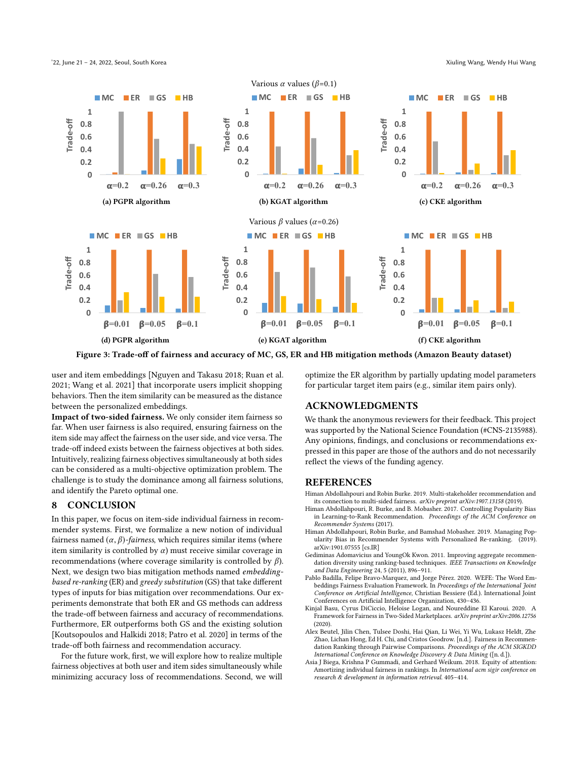Various $\alpha$ values ($\beta$=0.1)

MC ER GS HB

Trade-off

1
0.8
0.6
0.4
0.2
0

α=0.2 α=0.26 α=0.3

(a) PGPR algorithm

(b) KGAT algorithm

(c) CKE algorithm

Various $\beta$ values ($\alpha$=0.26)

β=0.01 β=0.05 β=0.1

(d) PGPR algorithm

(e) KGAT algorithm

(f) CKE algorithm

**Figure 3: Trade-off of fairness and accuracy of MC, GS, ER and HB mitigation methods (Amazon Beauty dataset)**

user and item embeddings [Nguyen and Takasu 2018; Ruan et al. 2021; Wang et al. 2021] that incorporate users implicit shopping behaviors. Then the item similarity can be measured as the distance between the personalized embeddings.

**Impact of two-sided fairness.** We only consider item fairness so far. When user fairness is also required, ensuring fairness on the item side may affect the fairness on the user side, and vice versa. The trade-off indeed exists between the fairness objectives at both sides. Intuitively, realizing fairness objectives simultaneously at both sides can be considered as a multi-objective optimization problem. The challenge is to study the dominance among all fairness solutions, and identify the Pareto optimal one.

## 8 CONCLUSION

In this paper, we focus on item-side individual fairness in recommender systems. First, we formalize a new notion of individual fairness named $(\alpha, \beta)$*-fairness*, which requires similar items (where item similarity is controlled by $\alpha$) must receive similar coverage in recommendations (where coverage similarity is controlled by $\beta$). Next, we design two bias mitigation methods named *embedding-based re-ranking* (ER) and *greedy substitution* (GS) that take different types of inputs for bias mitigation over recommendations. Our experiments demonstrate that both ER and GS methods can address the trade-off between fairness and accuracy of recommendations. Furthermore, ER outperforms both GS and the existing solution [Koutsopoulos and Halkidi 2018; Patro et al. 2020] in terms of the trade-off both fairness and recommendation accuracy.

For the future work, first, we will explore how to realize multiple fairness objectives at both user and item sides simultaneously while minimizing accuracy loss of recommendations. Second, we will optimize the ER algorithm by partially updating model parameters for particular target item pairs (e.g., similar item pairs only).

## ACKNOWLEDGMENTS

We thank the anonymous reviewers for their feedback. This project was supported by the National Science Foundation (#CNS-2135988). Any opinions, findings, and conclusions or recommendations expressed in this paper are those of the authors and do not necessarily reflect the views of the funding agency.

## REFERENCES

Himan Abdollahpouri and Robin Burke. 2019. Multi-stakeholder recommendation and its connection to multi-sided fairness. *arXiv preprint arXiv:1907.13158* (2019).

Himan Abdollahpouri, R. Burke, and B. Mobasher. 2017. Controlling Popularity Bias in Learning-to-Rank Recommendation. *Proceedings of the ACM Conference on Recommender Systems* (2017).

Himan Abdollahpouri, Robin Burke, and Bamshad Mobasher. 2019. Managing Popularity Bias in Recommender Systems with Personalized Re-ranking. (2019). arXiv:1901.07555 [cs.IR]

Gediminas Adomavicius and YoungOk Kwon. 2011. Improving aggregate recommendation diversity using ranking-based techniques. *IEEE Transactions on Knowledge and Data Engineering* 24, 5 (2011), 896–911.

Pablo Badilla, Felipe Bravo-Marquez, and Jorge Pérez. 2020. WEFE: The Word Embeddings Fairness Evaluation Framework. In *Proceedings of the International Joint Conference on Artificial Intelligence*, Christian Bessiere (Ed.). International Joint Conferences on Artificial Intelligence Organization, 430–436.

Kinjal Basu, Cyrus DiCiccio, Heloise Logan, and Noureddine El Karoui. 2020. A Framework for Fairness in Two-Sided Marketplaces. *arXiv preprint arXiv:2006.12756* (2020).

Alex Beutel, Jilin Chen, Tulsee Doshi, Hai Qian, Li Wei, Yi Wu, Lukasz Heldt, Zhe Zhao, Lichan Hong, Ed H. Chi, and Cristos Goodrow. [n.d.]. Fairness in Recommendation Ranking through Pairwise Comparisons. *Proceedings of the ACM SIGKDD International Conference on Knowledge Discovery & Data Mining* ([n. d.]).

Asia J Biega, Krishna P Gummadi, and Gerhard Weikum. 2018. Equity of attention: Amortizing individual fairness in rankings. In *International acm sigir conference on research & development in information retrieval*. 405–414.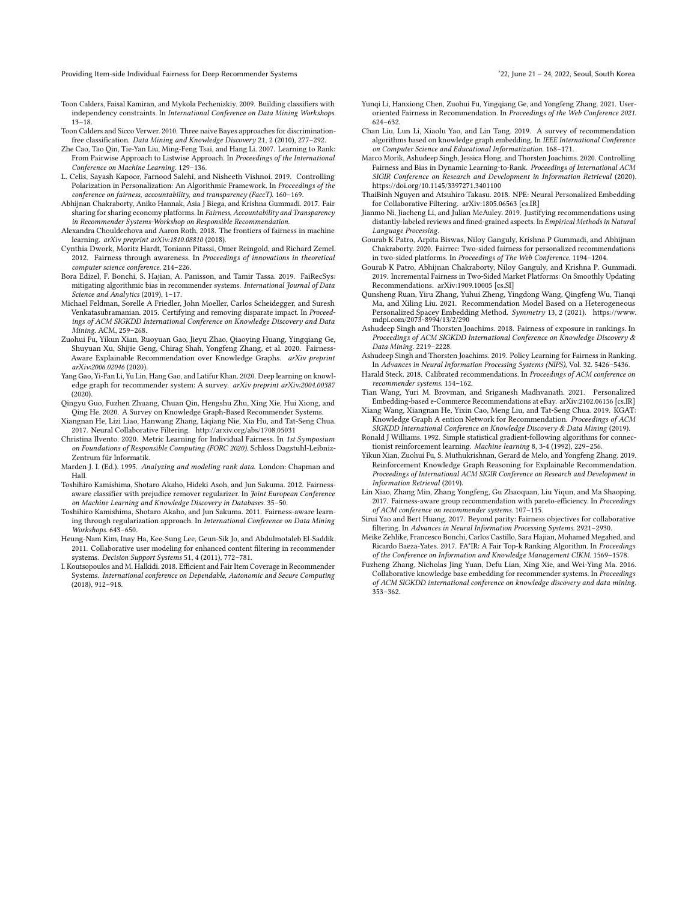Toon Calders, Faisal Kamiran, and Mykola Pechenizkiy. 2009. Building classifiers with independency constraints. In *International Conference on Data Mining Workshops*. 13–18.

Toon Calders and Sicco Verwer. 2010. Three naive Bayes approaches for discrimination-free classification. *Data Mining and Knowledge Discovery* 21, 2 (2010), 277–292.

Zhe Cao, Tao Qin, Tie-Yan Liu, Ming-Feng Tsai, and Hang Li. 2007. Learning to Rank: From Pairwise Approach to Listwise Approach. In *Proceedings of the International Conference on Machine Learning*. 129–136.

L. Celis, Sayash Kapoor, Farnood Salehi, and Nisheeth Vishnoi. 2019. Controlling Polarization in Personalization: An Algorithmic Framework. In *Proceedings of the conference on fairness, accountability, and transparency (FaccT)*. 160–169.

Abhijnan Chakraborty, Aniko Hannak, Asia J Biega, and Krishna Gummadi. 2017. Fair sharing for sharing economy platforms. In *Fairness, Accountability and Transparency in Recommender Systems-Workshop on Responsible Recommendation*.

Alexandra Chouldechova and Aaron Roth. 2018. The frontiers of fairness in machine learning. *arXiv preprint arXiv:1810.08810* (2018).

Cynthia Dwork, Moritz Hardt, Toniann Pitassi, Omer Reingold, and Richard Zemel. 2012. Fairness through awareness. In *Proceedings of innovations in theoretical computer science conference*. 214–226.

Bora Edizel, F. Bonchi, S. Hajian, A. Panisson, and Tamir Tassa. 2019. FaiRecSys: mitigating algorithmic bias in recommender systems. *International Journal of Data Science and Analytics* (2019), 1–17.

Michael Feldman, Sorelle A Friedler, John Moeller, Carlos Scheidegger, and Suresh Venkatasubramanian. 2015. Certifying and removing disparate impact. In *Proceedings of ACM SIGKDD International Conference on Knowledge Discovery and Data Mining*. ACM, 259–268.

Zuohui Fu, Yikun Xian, Ruoyuan Gao, Jieyu Zhao, Qiaoying Huang, Yingqiang Ge, Shuyuan Xu, Shijie Geng, Chirag Shah, Yongfeng Zhang, et al. 2020. Fairness-Aware Explainable Recommendation over Knowledge Graphs. *arXiv preprint arXiv:2006.02046* (2020).

Yang Gao, Yi-Fan Li, Yu Lin, Hang Gao, and Latifur Khan. 2020. Deep learning on knowledge graph for recommender system: A survey. *arXiv preprint arXiv:2004.00387* (2020).

Qingyu Guo, Fuzhen Zhuang, Chuan Qin, Hengshu Zhu, Xing Xie, Hui Xiong, and Qing He. 2020. A Survey on Knowledge Graph-Based Recommender Systems.

Xiangnan He, Lizi Liao, Hanwang Zhang, Liqiang Nie, Xia Hu, and Tat-Seng Chua. 2017. Neural Collaborative Filtering. http://arxiv.org/abs/1708.05031

Christina Ilvento. 2020. Metric Learning for Individual Fairness. In *1st Symposium on Foundations of Responsible Computing (FORC 2020)*. Schloss Dagstuhl-Leibniz-Zentrum für Informatik.

Marden J. I. (Ed.). 1995. *Analyzing and modeling rank data*. London: Chapman and Hall.

Toshihiro Kamishima, Shotaro Akaho, Hideki Asoh, and Jun Sakuma. 2012. Fairness-aware classifier with prejudice remover regularizer. In *Joint European Conference on Machine Learning and Knowledge Discovery in Databases*. 35–50.

Toshihiro Kamishima, Shotaro Akaho, and Jun Sakuma. 2011. Fairness-aware learning through regularization approach. In *International Conference on Data Mining Workshops*. 643–650.

Heung-Nam Kim, Inay Ha, Kee-Sung Lee, Geun-Sik Jo, and Abdulmotaleb El-Saddik. 2011. Collaborative user modeling for enhanced content filtering in recommender systems. *Decision Support Systems* 51, 4 (2011), 772–781.

I. Koutsopoulos and M. Halkidi. 2018. Efficient and Fair Item Coverage in Recommender Systems. *International conference on Dependable, Autonomic and Secure Computing* (2018), 912–918.

Yunqi Li, Hanxiong Chen, Zuohui Fu, Yingqiang Ge, and Yongfeng Zhang. 2021. User-oriented Fairness in Recommendation. In *Proceedings of the Web Conference 2021*. 624–632.

Chan Liu, Lun Li, Xiaolu Yao, and Lin Tang. 2019. A survey of recommendation algorithms based on knowledge graph embedding. In *IEEE International Conference on Computer Science and Educational Informatization*. 168–171.

Marco Morik, Ashudeep Singh, Jessica Hong, and Thorsten Joachims. 2020. Controlling Fairness and Bias in Dynamic Learning-to-Rank. *Proceedings of International ACM SIGIR Conference on Research and Development in Information Retrieval* (2020). https://doi.org/10.1145/3397271.3401100

ThaiBinh Nguyen and Atsuhiro Takasu. 2018. NPE: Neural Personalized Embedding for Collaborative Filtering. arXiv:1805.06563 [cs.IR]

Jianmo Ni, Jiacheng Li, and Julian McAuley. 2019. Justifying recommendations using distantly-labeled reviews and fined-grained aspects. In *Empirical Methods in Natural Language Processing*.

Gourab K Patro, Arpita Biswas, Niloy Ganguly, Krishna P Gummadi, and Abhijnan Chakraborty. 2020. Fairrec: Two-sided fairness for personalized recommendations in two-sided platforms. In *Proceedings of The Web Conference*. 1194–1204.

Gourab K Patro, Abhijnan Chakraborty, Niloy Ganguly, and Krishna P. Gummadi. 2019. Incremental Fairness in Two-Sided Market Platforms: On Smoothly Updating Recommendations. arXiv:1909.10005 [cs.SI]

Qunsheng Ruan, Yiru Zhang, Yuhui Zheng, Yingdong Wang, Qingfeng Wu, Tianqi Ma, and Xiling Liu. 2021. Recommendation Model Based on a Heterogeneous Personalized Spacey Embedding Method. *Symmetry* 13, 2 (2021). https://www.mdpi.com/2073-8994/13/2/290

Ashudeep Singh and Thorsten Joachims. 2018. Fairness of exposure in rankings. In *Proceedings of ACM SIGKDD International Conference on Knowledge Discovery & Data Mining*. 2219–2228.

Ashudeep Singh and Thorsten Joachims. 2019. Policy Learning for Fairness in Ranking. In *Advances in Neural Information Processing Systems (NIPS)*, Vol. 32. 5426–5436.

Harald Steck. 2018. Calibrated recommendations. In *Proceedings of ACM conference on recommender systems*. 154–162.

Tian Wang, Yuri M. Brovman, and Sriganesh Madhvanath. 2021. Personalized Embedding-based e-Commerce Recommendations at eBay. arXiv:2102.06156 [cs.IR]

Xiang Wang, Xiangnan He, Yixin Cao, Meng Liu, and Tat-Seng Chua. 2019. KGAT: Knowledge Graph A ention Network for Recommendation. *Proceedings of ACM SIGKDD International Conference on Knowledge Discovery & Data Mining* (2019).

Ronald J Williams. 1992. Simple statistical gradient-following algorithms for connectionist reinforcement learning. *Machine learning* 8, 3-4 (1992), 229–256.

Yikun Xian, Zuohui Fu, S. Muthukrishnan, Gerard de Melo, and Yongfeng Zhang. 2019. Reinforcement Knowledge Graph Reasoning for Explainable Recommendation. *Proceedings of International ACM SIGIR Conference on Research and Development in Information Retrieval* (2019).

Lin Xiao, Zhang Min, Zhang Yongfeng, Gu Zhaoquan, Liu Yiqun, and Ma Shaoping. 2017. Fairness-aware group recommendation with pareto-efficiency. In *Proceedings of ACM conference on recommender systems*. 107–115.

Sirui Yao and Bert Huang. 2017. Beyond parity: Fairness objectives for collaborative filtering. In *Advances in Neural Information Processing Systems*. 2921–2930.

Meike Zehlike, Francesco Bonchi, Carlos Castillo, Sara Hajian, Mohamed Megahed, and Ricardo Baeza-Yates. 2017. FA*IR: A Fair Top-k Ranking Algorithm. In *Proceedings of the Conference on Information and Knowledge Management CIKM*. 1569–1578.

Fuzheng Zhang, Nicholas Jing Yuan, Defu Lian, Xing Xie, and Wei-Ying Ma. 2016. Collaborative knowledge base embedding for recommender systems. In *Proceedings of ACM SIGKDD international conference on knowledge discovery and data mining*. 353–362.